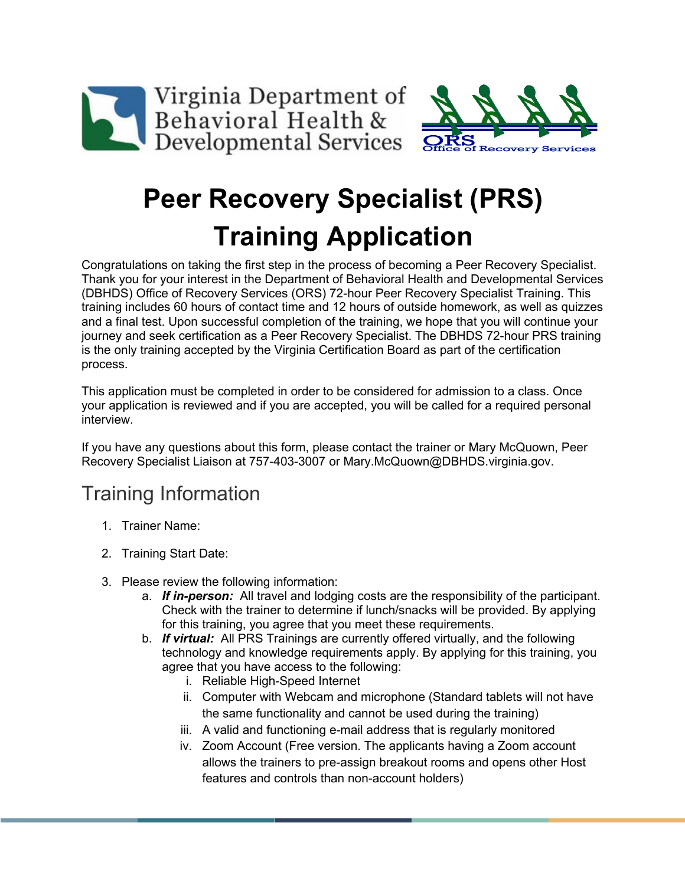Virginia Department of Behavioral Health & Developmental Services

ORS Office of Recovery Services

# Peer Recovery Specialist (PRS) Training Application

Congratulations on taking the first step in the process of becoming a Peer Recovery Specialist. Thank you for your interest in the Department of Behavioral Health and Developmental Services (DBHDS) Office of Recovery Services (ORS) 72-hour Peer Recovery Specialist Training. This training includes 60 hours of contact time and 12 hours of outside homework, as well as quizzes and a final test. Upon successful completion of the training, we hope that you will continue your journey and seek certification as a Peer Recovery Specialist. The DBHDS 72-hour PRS training is the only training accepted by the Virginia Certification Board as part of the certification process.

This application must be completed in order to be considered for admission to a class. Once your application is reviewed and if you are accepted, you will be called for a required personal interview.

If you have any questions about this form, please contact the trainer or Mary McQuown, Peer Recovery Specialist Liaison at 757-403-3007 or Mary.McQuown@DBHDS.virginia.gov.

## Training Information

1. Trainer Name:
2. Training Start Date:
3. Please review the following information:
   a. ***If in-person:*** All travel and lodging costs are the responsibility of the participant. Check with the trainer to determine if lunch/snacks will be provided. By applying for this training, you agree that you meet these requirements.
   b. ***If virtual:*** All PRS Trainings are currently offered virtually, and the following technology and knowledge requirements apply. By applying for this training, you agree that you have access to the following:
      i. Reliable High-Speed Internet
      ii. Computer with Webcam and microphone (Standard tablets will not have the same functionality and cannot be used during the training)
      iii. A valid and functioning e-mail address that is regularly monitored
      iv. Zoom Account (Free version. The applicants having a Zoom account allows the trainers to pre-assign breakout rooms and opens other Host features and controls than non-account holders)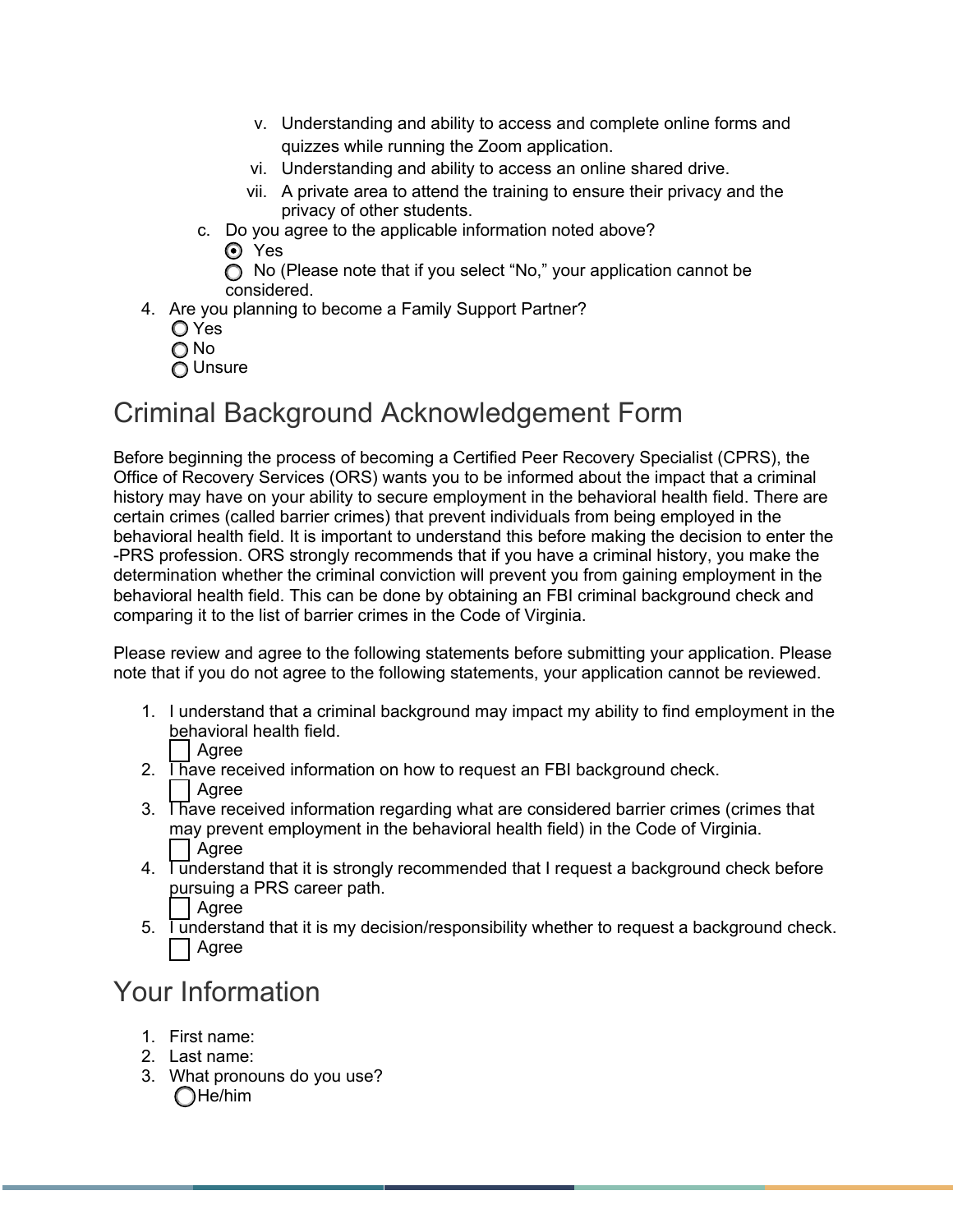v. Understanding and ability to access and complete online forms and quizzes while running the Zoom application.
   vi. Understanding and ability to access an online shared drive.
   vii. A private area to attend the training to ensure their privacy and the privacy of other students.

c. Do you agree to the applicable information noted above?
   - (●) Yes
   - ( ) No (Please note that if you select "No," your application cannot be considered.

4. Are you planning to become a Family Support Partner?
   - ( ) Yes
   - ( ) No
   - ( ) Unsure

## Criminal Background Acknowledgement Form

Before beginning the process of becoming a Certified Peer Recovery Specialist (CPRS), the Office of Recovery Services (ORS) wants you to be informed about the impact that a criminal history may have on your ability to secure employment in the behavioral health field. There are certain crimes (called barrier crimes) that prevent individuals from being employed in the behavioral health field. It is important to understand this before making the decision to enter the -PRS profession. ORS strongly recommends that if you have a criminal history, you make the determination whether the criminal conviction will prevent you from gaining employment in the behavioral health field. This can be done by obtaining an FBI criminal background check and comparing it to the list of barrier crimes in the Code of Virginia.

Please review and agree to the following statements before submitting your application. Please note that if you do not agree to the following statements, your application cannot be reviewed.

1. I understand that a criminal background may impact my ability to find employment in the behavioral health field.
   - [ ] Agree
2. I have received information on how to request an FBI background check.
   - [ ] Agree
3. I have received information regarding what are considered barrier crimes (crimes that may prevent employment in the behavioral health field) in the Code of Virginia.
   - [ ] Agree
4. I understand that it is strongly recommended that I request a background check before pursuing a PRS career path.
   - [ ] Agree
5. I understand that it is my decision/responsibility whether to request a background check.
   - [ ] Agree

## Your Information

1. First name:
2. Last name:
3. What pronouns do you use?
   - ( ) He/him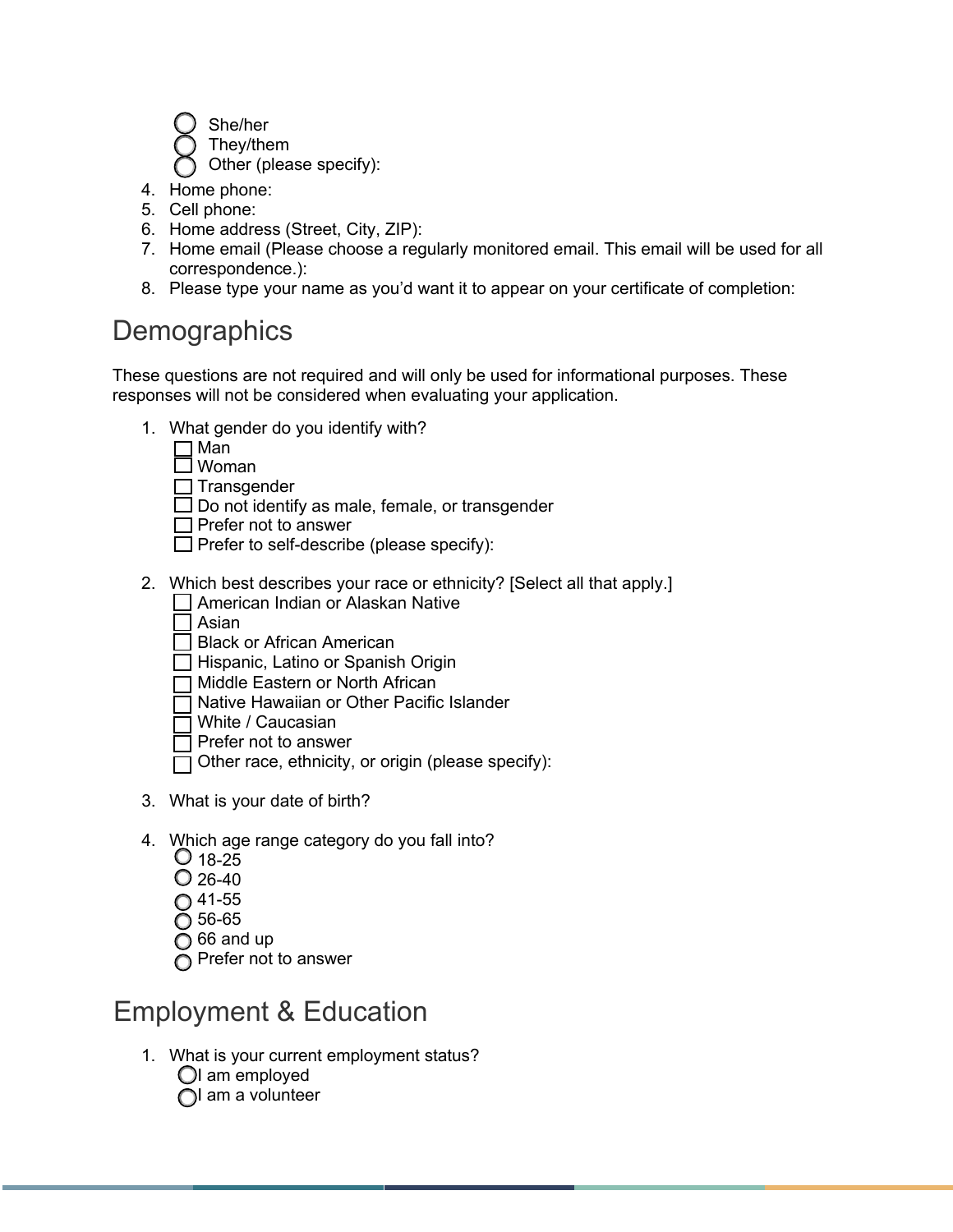- ◯ She/her
- ◯ They/them
- ◯ Other (please specify):

4. Home phone:
5. Cell phone:
6. Home address (Street, City, ZIP):
7. Home email (Please choose a regularly monitored email. This email will be used for all correspondence.):
8. Please type your name as you'd want it to appear on your certificate of completion:

## Demographics

These questions are not required and will only be used for informational purposes. These responses will not be considered when evaluating your application.

1. What gender do you identify with?
   - ☐ Man
   - ☐ Woman
   - ☐ Transgender
   - ☐ Do not identify as male, female, or transgender
   - ☐ Prefer not to answer
   - ☐ Prefer to self-describe (please specify):

2. Which best describes your race or ethnicity? [Select all that apply.]
   - ☐ American Indian or Alaskan Native
   - ☐ Asian
   - ☐ Black or African American
   - ☐ Hispanic, Latino or Spanish Origin
   - ☐ Middle Eastern or North African
   - ☐ Native Hawaiian or Other Pacific Islander
   - ☐ White / Caucasian
   - ☐ Prefer not to answer
   - ☐ Other race, ethnicity, or origin (please specify):

3. What is your date of birth?

4. Which age range category do you fall into?
   - ◯ 18-25
   - ◯ 26-40
   - ◯ 41-55
   - ◯ 56-65
   - ◯ 66 and up
   - ◯ Prefer not to answer

## Employment & Education

1. What is your current employment status?
   - ◯ I am employed
   - ◯ I am a volunteer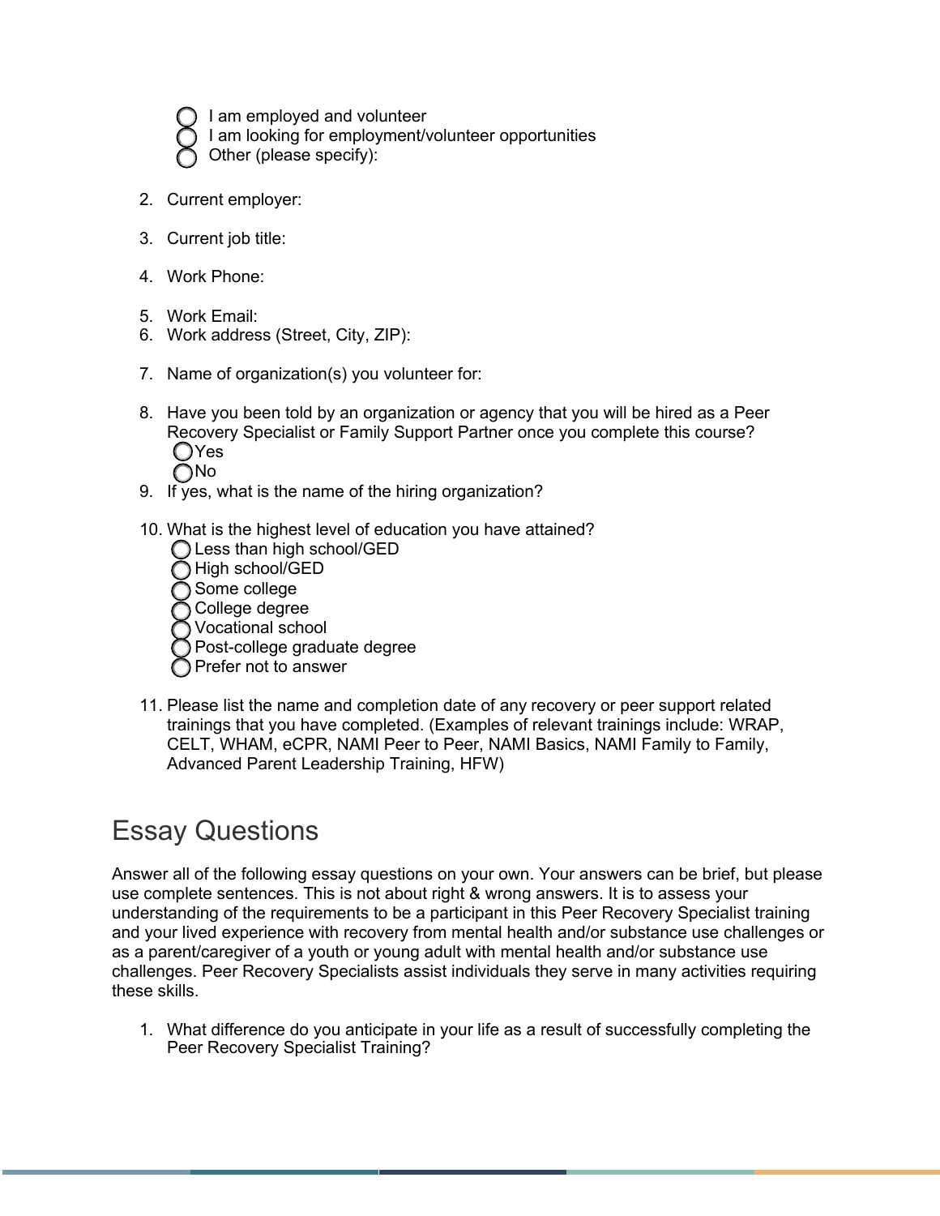- ◯ I am employed and volunteer
- ◯ I am looking for employment/volunteer opportunities
- ◯ Other (please specify):

2. Current employer:

3. Current job title:

4. Work Phone:

5. Work Email:
6. Work address (Street, City, ZIP):

7. Name of organization(s) you volunteer for:

8. Have you been told by an organization or agency that you will be hired as a Peer Recovery Specialist or Family Support Partner once you complete this course?
   - ◯ Yes
   - ◯ No
9. If yes, what is the name of the hiring organization?

10. What is the highest level of education you have attained?
    - ◯ Less than high school/GED
    - ◯ High school/GED
    - ◯ Some college
    - ◯ College degree
    - ◯ Vocational school
    - ◯ Post-college graduate degree
    - ◯ Prefer not to answer

11. Please list the name and completion date of any recovery or peer support related trainings that you have completed. (Examples of relevant trainings include: WRAP, CELT, WHAM, eCPR, NAMI Peer to Peer, NAMI Basics, NAMI Family to Family, Advanced Parent Leadership Training, HFW)

## Essay Questions

Answer all of the following essay questions on your own. Your answers can be brief, but please use complete sentences. This is not about right & wrong answers. It is to assess your understanding of the requirements to be a participant in this Peer Recovery Specialist training and your lived experience with recovery from mental health and/or substance use challenges or as a parent/caregiver of a youth or young adult with mental health and/or substance use challenges. Peer Recovery Specialists assist individuals they serve in many activities requiring these skills.

1. What difference do you anticipate in your life as a result of successfully completing the Peer Recovery Specialist Training?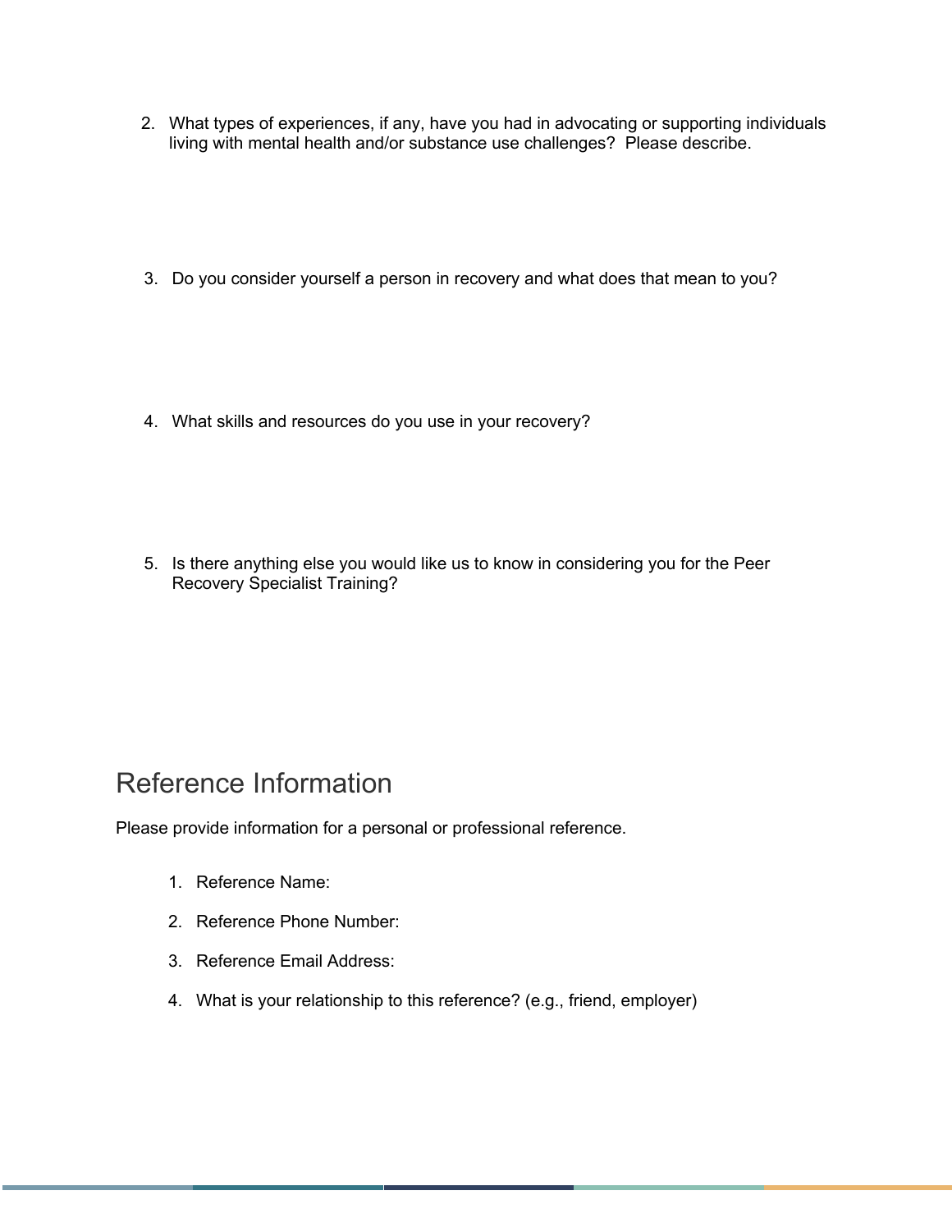2. What types of experiences, if any, have you had in advocating or supporting individuals living with mental health and/or substance use challenges? Please describe.

3. Do you consider yourself a person in recovery and what does that mean to you?

4. What skills and resources do you use in your recovery?

5. Is there anything else you would like us to know in considering you for the Peer Recovery Specialist Training?

## Reference Information

Please provide information for a personal or professional reference.

1. Reference Name:
2. Reference Phone Number:
3. Reference Email Address:
4. What is your relationship to this reference? (e.g., friend, employer)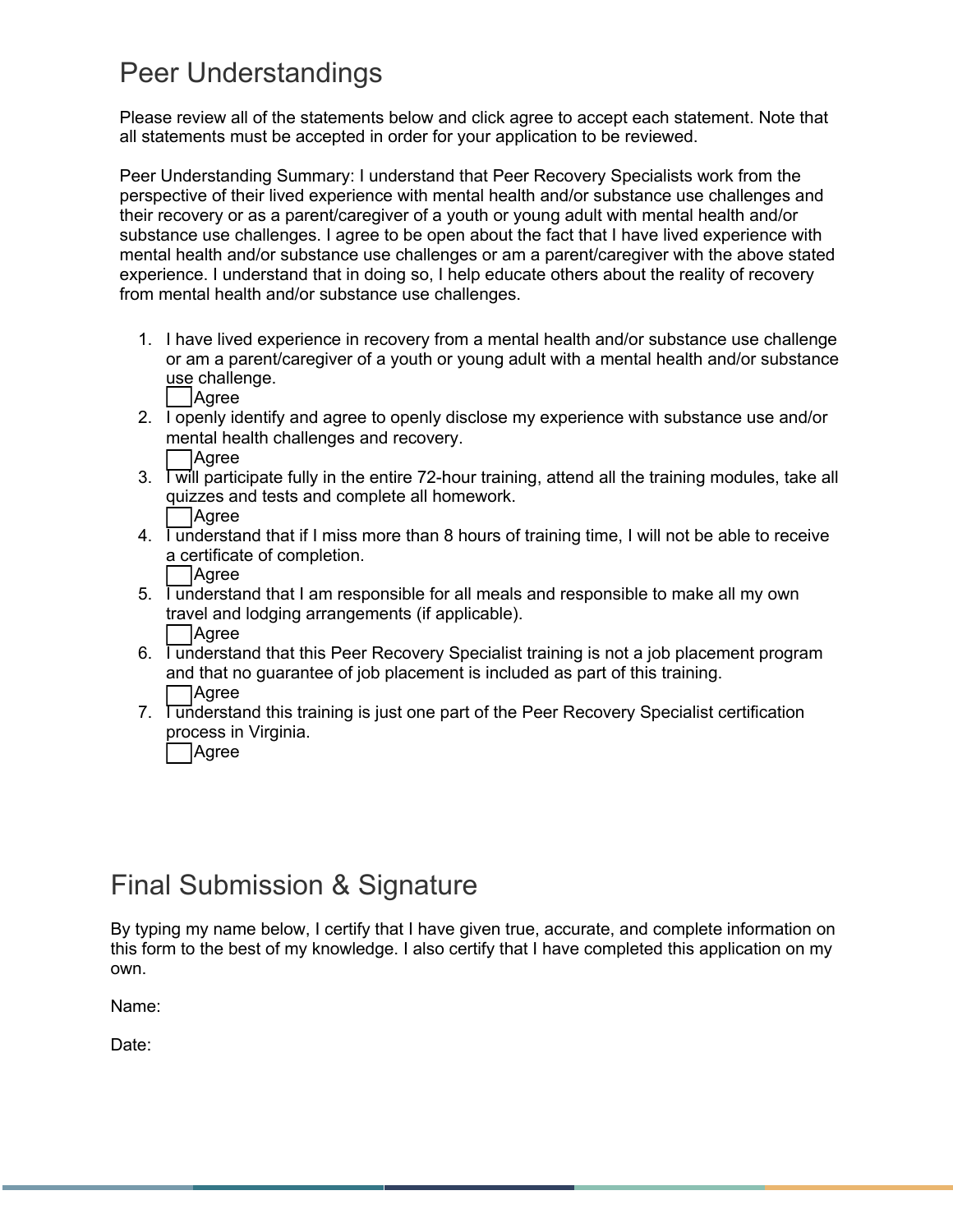# Peer Understandings

Please review all of the statements below and click agree to accept each statement. Note that all statements must be accepted in order for your application to be reviewed.

Peer Understanding Summary: I understand that Peer Recovery Specialists work from the perspective of their lived experience with mental health and/or substance use challenges and their recovery or as a parent/caregiver of a youth or young adult with mental health and/or substance use challenges. I agree to be open about the fact that I have lived experience with mental health and/or substance use challenges or am a parent/caregiver with the above stated experience. I understand that in doing so, I help educate others about the reality of recovery from mental health and/or substance use challenges.

1. I have lived experience in recovery from a mental health and/or substance use challenge or am a parent/caregiver of a youth or young adult with a mental health and/or substance use challenge.
   ☐ Agree
2. I openly identify and agree to openly disclose my experience with substance use and/or mental health challenges and recovery.
   ☐ Agree
3. I will participate fully in the entire 72-hour training, attend all the training modules, take all quizzes and tests and complete all homework.
   ☐ Agree
4. I understand that if I miss more than 8 hours of training time, I will not be able to receive a certificate of completion.
   ☐ Agree
5. I understand that I am responsible for all meals and responsible to make all my own travel and lodging arrangements (if applicable).
   ☐ Agree
6. I understand that this Peer Recovery Specialist training is not a job placement program and that no guarantee of job placement is included as part of this training.
   ☐ Agree
7. I understand this training is just one part of the Peer Recovery Specialist certification process in Virginia.
   ☐ Agree

# Final Submission & Signature

By typing my name below, I certify that I have given true, accurate, and complete information on this form to the best of my knowledge. I also certify that I have completed this application on my own.

Name:

Date: